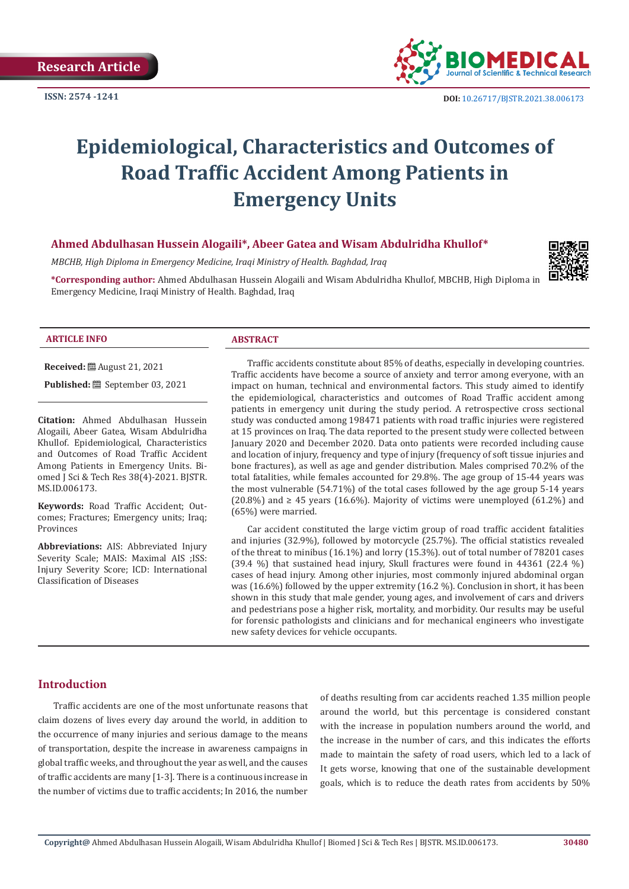Research Article

ISSN: 2574 -1241

DOI: 10.26717/BJSTR.2021.38.006173

# Epidemiological, Characteristics and Outcomes of Road Traffic Accident Among Patients in Emergency Units

**Ahmed Abdulhasan Hussein Alogaili*, Abeer Gatea and Wisam Abdulridha Khullof***

*MBCHB, High Diploma in Emergency Medicine, Iraqi Ministry of Health. Baghdad, Iraq*

***Corresponding author:** Ahmed Abdulhasan Hussein Alogaili and Wisam Abdulridha Khullof, MBCHB, High Diploma in Emergency Medicine, Iraqi Ministry of Health. Baghdad, Iraq

### ARTICLE INFO

**Received:** August 21, 2021

**Published:** September 03, 2021

**Citation:** Ahmed Abdulhasan Hussein Alogaili, Abeer Gatea, Wisam Abdulridha Khullof. Epidemiological, Characteristics and Outcomes of Road Traffic Accident Among Patients in Emergency Units. Biomed J Sci & Tech Res 38(4)-2021. BJSTR. MS.ID.006173.

**Keywords:** Road Traffic Accident; Outcomes; Fractures; Emergency units; Iraq; Provinces

**Abbreviations:** AIS: Abbreviated Injury Severity Scale; MAIS: Maximal AIS ;ISS: Injury Severity Score; ICD: International Classification of Diseases

### ABSTRACT

Traffic accidents constitute about 85% of deaths, especially in developing countries. Traffic accidents have become a source of anxiety and terror among everyone, with an impact on human, technical and environmental factors. This study aimed to identify the epidemiological, characteristics and outcomes of Road Traffic accident among patients in emergency unit during the study period. A retrospective cross sectional study was conducted among 198471 patients with road traffic injuries were registered at 15 provinces on Iraq. The data reported to the present study were collected between January 2020 and December 2020. Data onto patients were recorded including cause and location of injury, frequency and type of injury (frequency of soft tissue injuries and bone fractures), as well as age and gender distribution. Males comprised 70.2% of the total fatalities, while females accounted for 29.8%. The age group of 15-44 years was the most vulnerable (54.71%) of the total cases followed by the age group 5-14 years (20.8%) and ≥ 45 years (16.6%). Majority of victims were unemployed (61.2%) and (65%) were married.

Car accident constituted the large victim group of road traffic accident fatalities and injuries (32.9%), followed by motorcycle (25.7%). The official statistics revealed of the threat to minibus (16.1%) and lorry (15.3%). out of total number of 78201 cases (39.4 %) that sustained head injury, Skull fractures were found in 44361 (22.4 %) cases of head injury. Among other injuries, most commonly injured abdominal organ was (16.6%) followed by the upper extremity (16.2 %). Conclusion in short, it has been shown in this study that male gender, young ages, and involvement of cars and drivers and pedestrians pose a higher risk, mortality, and morbidity. Our results may be useful for forensic pathologists and clinicians and for mechanical engineers who investigate new safety devices for vehicle occupants.

## Introduction

Traffic accidents are one of the most unfortunate reasons that claim dozens of lives every day around the world, in addition to the occurrence of many injuries and serious damage to the means of transportation, despite the increase in awareness campaigns in global traffic weeks, and throughout the year as well, and the causes of traffic accidents are many [1-3]. There is a continuous increase in the number of victims due to traffic accidents; In 2016, the number of deaths resulting from car accidents reached 1.35 million people around the world, but this percentage is considered constant with the increase in population numbers around the world, and the increase in the number of cars, and this indicates the efforts made to maintain the safety of road users, which led to a lack of It gets worse, knowing that one of the sustainable development goals, which is to reduce the death rates from accidents by 50%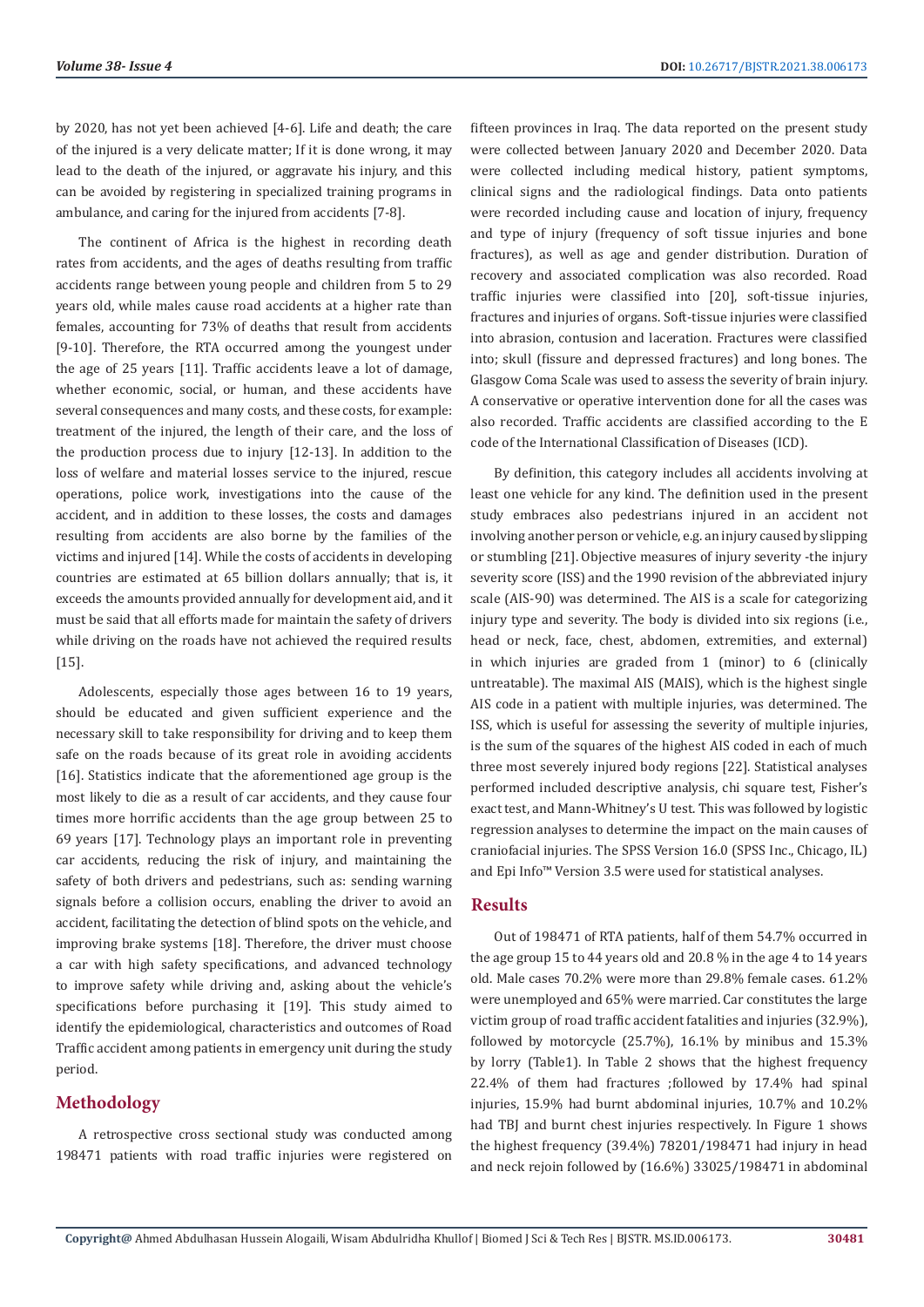by 2020, has not yet been achieved [4-6]. Life and death; the care of the injured is a very delicate matter; If it is done wrong, it may lead to the death of the injured, or aggravate his injury, and this can be avoided by registering in specialized training programs in ambulance, and caring for the injured from accidents [7-8].

The continent of Africa is the highest in recording death rates from accidents, and the ages of deaths resulting from traffic accidents range between young people and children from 5 to 29 years old, while males cause road accidents at a higher rate than females, accounting for 73% of deaths that result from accidents [9-10]. Therefore, the RTA occurred among the youngest under the age of 25 years [11]. Traffic accidents leave a lot of damage, whether economic, social, or human, and these accidents have several consequences and many costs, and these costs, for example: treatment of the injured, the length of their care, and the loss of the production process due to injury [12-13]. In addition to the loss of welfare and material losses service to the injured, rescue operations, police work, investigations into the cause of the accident, and in addition to these losses, the costs and damages resulting from accidents are also borne by the families of the victims and injured [14]. While the costs of accidents in developing countries are estimated at 65 billion dollars annually; that is, it exceeds the amounts provided annually for development aid, and it must be said that all efforts made for maintain the safety of drivers while driving on the roads have not achieved the required results [15].

Adolescents, especially those ages between 16 to 19 years, should be educated and given sufficient experience and the necessary skill to take responsibility for driving and to keep them safe on the roads because of its great role in avoiding accidents [16]. Statistics indicate that the aforementioned age group is the most likely to die as a result of car accidents, and they cause four times more horrific accidents than the age group between 25 to 69 years [17]. Technology plays an important role in preventing car accidents, reducing the risk of injury, and maintaining the safety of both drivers and pedestrians, such as: sending warning signals before a collision occurs, enabling the driver to avoid an accident, facilitating the detection of blind spots on the vehicle, and improving brake systems [18]. Therefore, the driver must choose a car with high safety specifications, and advanced technology to improve safety while driving and, asking about the vehicle's specifications before purchasing it [19]. This study aimed to identify the epidemiological, characteristics and outcomes of Road Traffic accident among patients in emergency unit during the study period.

## Methodology

A retrospective cross sectional study was conducted among 198471 patients with road traffic injuries were registered on fifteen provinces in Iraq. The data reported on the present study were collected between January 2020 and December 2020. Data were collected including medical history, patient symptoms, clinical signs and the radiological findings. Data onto patients were recorded including cause and location of injury, frequency and type of injury (frequency of soft tissue injuries and bone fractures), as well as age and gender distribution. Duration of recovery and associated complication was also recorded. Road traffic injuries were classified into [20], soft-tissue injuries, fractures and injuries of organs. Soft-tissue injuries were classified into abrasion, contusion and laceration. Fractures were classified into; skull (fissure and depressed fractures) and long bones. The Glasgow Coma Scale was used to assess the severity of brain injury. A conservative or operative intervention done for all the cases was also recorded. Traffic accidents are classified according to the E code of the International Classification of Diseases (ICD).

By definition, this category includes all accidents involving at least one vehicle for any kind. The definition used in the present study embraces also pedestrians injured in an accident not involving another person or vehicle, e.g. an injury caused by slipping or stumbling [21]. Objective measures of injury severity -the injury severity score (ISS) and the 1990 revision of the abbreviated injury scale (AIS-90) was determined. The AIS is a scale for categorizing injury type and severity. The body is divided into six regions (i.e., head or neck, face, chest, abdomen, extremities, and external) in which injuries are graded from 1 (minor) to 6 (clinically untreatable). The maximal AIS (MAIS), which is the highest single AIS code in a patient with multiple injuries, was determined. The ISS, which is useful for assessing the severity of multiple injuries, is the sum of the squares of the highest AIS coded in each of much three most severely injured body regions [22]. Statistical analyses performed included descriptive analysis, chi square test, Fisher's exact test, and Mann-Whitney's U test. This was followed by logistic regression analyses to determine the impact on the main causes of craniofacial injuries. The SPSS Version 16.0 (SPSS Inc., Chicago, IL) and Epi Info™ Version 3.5 were used for statistical analyses.

## Results

Out of 198471 of RTA patients, half of them 54.7% occurred in the age group 15 to 44 years old and 20.8 % in the age 4 to 14 years old. Male cases 70.2% were more than 29.8% female cases. 61.2% were unemployed and 65% were married. Car constitutes the large victim group of road traffic accident fatalities and injuries (32.9%), followed by motorcycle (25.7%), 16.1% by minibus and 15.3% by lorry (Table1). In Table 2 shows that the highest frequency 22.4% of them had fractures ;followed by 17.4% had spinal injuries, 15.9% had burnt abdominal injuries, 10.7% and 10.2% had TBJ and burnt chest injuries respectively. In Figure 1 shows the highest frequency (39.4%) 78201/198471 had injury in head and neck rejoin followed by (16.6%) 33025/198471 in abdominal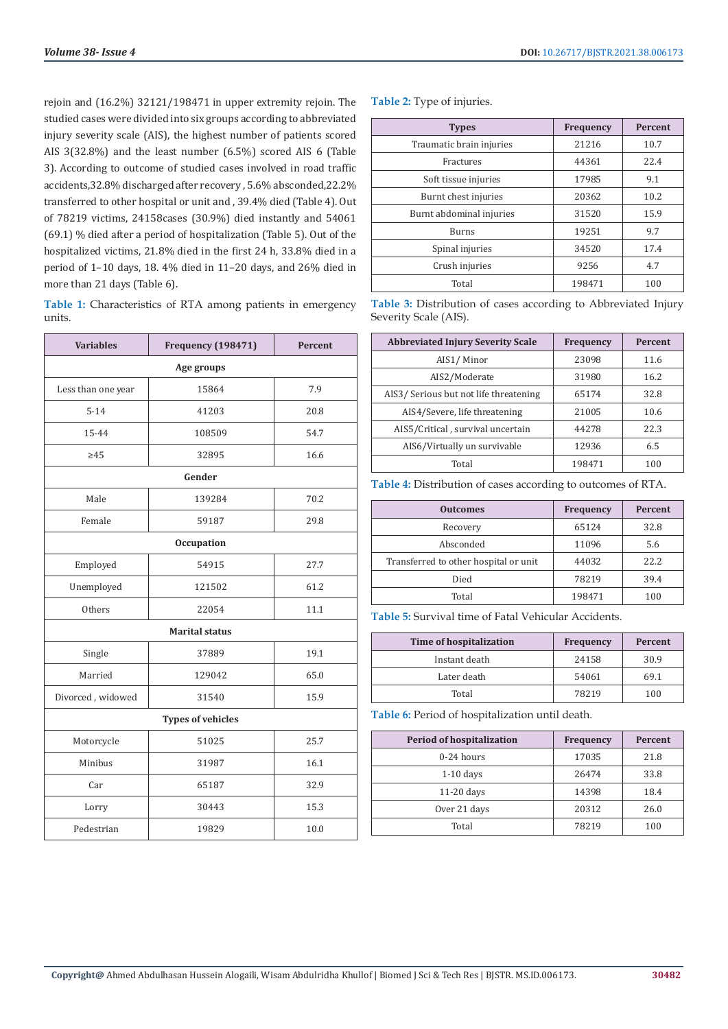rejoin and (16.2%) 32121/198471 in upper extremity rejoin. The studied cases were divided into six groups according to abbreviated injury severity scale (AIS), the highest number of patients scored AIS 3(32.8%) and the least number (6.5%) scored AIS 6 (Table 3). According to outcome of studied cases involved in road traffic accidents,32.8% discharged after recovery , 5.6% absconded,22.2% transferred to other hospital or unit and , 39.4% died (Table 4). Out of 78219 victims, 24158cases (30.9%) died instantly and 54061 (69.1) % died after a period of hospitalization (Table 5). Out of the hospitalized victims, 21.8% died in the first 24 h, 33.8% died in a period of 1–10 days, 18. 4% died in 11–20 days, and 26% died in more than 21 days (Table 6).

**Table 1:** Characteristics of RTA among patients in emergency units.

| Variables | Frequency (198471) | Percent |
|---|---|---|
| **Age groups** | | |
| Less than one year | 15864 | 7.9 |
| 5-14 | 41203 | 20.8 |
| 15-44 | 108509 | 54.7 |
| ≥45 | 32895 | 16.6 |
| **Gender** | | |
| Male | 139284 | 70.2 |
| Female | 59187 | 29.8 |
| **Occupation** | | |
| Employed | 54915 | 27.7 |
| Unemployed | 121502 | 61.2 |
| Others | 22054 | 11.1 |
| **Marital status** | | |
| Single | 37889 | 19.1 |
| Married | 129042 | 65.0 |
| Divorced , widowed | 31540 | 15.9 |
| **Types of vehicles** | | |
| Motorcycle | 51025 | 25.7 |
| Minibus | 31987 | 16.1 |
| Car | 65187 | 32.9 |
| Lorry | 30443 | 15.3 |
| Pedestrian | 19829 | 10.0 |

**Table 2:** Type of injuries.

| Types | Frequency | Percent |
|---|---|---|
| Traumatic brain injuries | 21216 | 10.7 |
| Fractures | 44361 | 22.4 |
| Soft tissue injuries | 17985 | 9.1 |
| Burnt chest injuries | 20362 | 10.2 |
| Burnt abdominal injuries | 31520 | 15.9 |
| Burns | 19251 | 9.7 |
| Spinal injuries | 34520 | 17.4 |
| Crush injuries | 9256 | 4.7 |
| Total | 198471 | 100 |

**Table 3:** Distribution of cases according to Abbreviated Injury Severity Scale (AIS).

| Abbreviated Injury Severity Scale | Frequency | Percent |
|---|---|---|
| AIS1/ Minor | 23098 | 11.6 |
| AIS2/Moderate | 31980 | 16.2 |
| AIS3/ Serious but not life threatening | 65174 | 32.8 |
| AIS4/Severe, life threatening | 21005 | 10.6 |
| AIS5/Critical , survival uncertain | 44278 | 22.3 |
| AIS6/Virtually un survivable | 12936 | 6.5 |
| Total | 198471 | 100 |

**Table 4:** Distribution of cases according to outcomes of RTA.

| Outcomes | Frequency | Percent |
|---|---|---|
| Recovery | 65124 | 32.8 |
| Absconded | 11096 | 5.6 |
| Transferred to other hospital or unit | 44032 | 22.2 |
| Died | 78219 | 39.4 |
| Total | 198471 | 100 |

**Table 5:** Survival time of Fatal Vehicular Accidents.

| Time of hospitalization | Frequency | Percent |
|---|---|---|
| Instant death | 24158 | 30.9 |
| Later death | 54061 | 69.1 |
| Total | 78219 | 100 |

**Table 6:** Period of hospitalization until death.

| Period of hospitalization | Frequency | Percent |
|---|---|---|
| 0-24 hours | 17035 | 21.8 |
| 1-10 days | 26474 | 33.8 |
| 11-20 days | 14398 | 18.4 |
| Over 21 days | 20312 | 26.0 |
| Total | 78219 | 100 |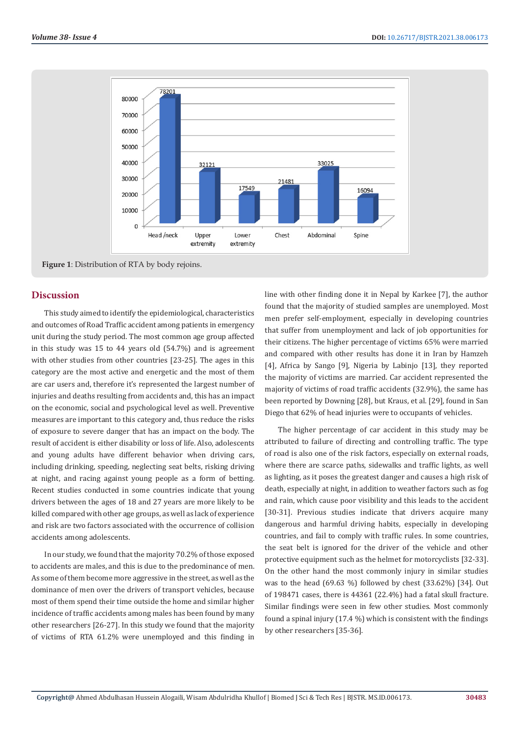Figure 1: Distribution of RTA by body rejoins.

## Discussion

This study aimed to identify the epidemiological, characteristics and outcomes of Road Traffic accident among patients in emergency unit during the study period. The most common age group affected in this study was 15 to 44 years old (54.7%) and is agreement with other studies from other countries [23-25]. The ages in this category are the most active and energetic and the most of them are car users and, therefore it's represented the largest number of injuries and deaths resulting from accidents and, this has an impact on the economic, social and psychological level as well. Preventive measures are important to this category and, thus reduce the risks of exposure to severe danger that has an impact on the body. The result of accident is either disability or loss of life. Also, adolescents and young adults have different behavior when driving cars, including drinking, speeding, neglecting seat belts, risking driving at night, and racing against young people as a form of betting. Recent studies conducted in some countries indicate that young drivers between the ages of 18 and 27 years are more likely to be killed compared with other age groups, as well as lack of experience and risk are two factors associated with the occurrence of collision accidents among adolescents.

In our study, we found that the majority 70.2% of those exposed to accidents are males, and this is due to the predominance of men. As some of them become more aggressive in the street, as well as the dominance of men over the drivers of transport vehicles, because most of them spend their time outside the home and similar higher incidence of traffic accidents among males has been found by many other researchers [26-27]. In this study we found that the majority of victims of RTA 61.2% were unemployed and this finding in line with other finding done it in Nepal by Karkee [7], the author found that the majority of studied samples are unemployed. Most men prefer self-employment, especially in developing countries that suffer from unemployment and lack of job opportunities for their citizens. The higher percentage of victims 65% were married and compared with other results has done it in Iran by Hamzeh [4], Africa by Sango [9], Nigeria by Labinjo [13], they reported the majority of victims are married. Car accident represented the majority of victims of road traffic accidents (32.9%), the same has been reported by Downing [28], but Kraus, et al. [29], found in San Diego that 62% of head injuries were to occupants of vehicles.

The higher percentage of car accident in this study may be attributed to failure of directing and controlling traffic. The type of road is also one of the risk factors, especially on external roads, where there are scarce paths, sidewalks and traffic lights, as well as lighting, as it poses the greatest danger and causes a high risk of death, especially at night, in addition to weather factors such as fog and rain, which cause poor visibility and this leads to the accident [30-31]. Previous studies indicate that drivers acquire many dangerous and harmful driving habits, especially in developing countries, and fail to comply with traffic rules. In some countries, the seat belt is ignored for the driver of the vehicle and other protective equipment such as the helmet for motorcyclists [32-33]. On the other hand the most commonly injury in similar studies was to the head (69.63 %) followed by chest (33.62%) [34]. Out of 198471 cases, there is 44361 (22.4%) had a fatal skull fracture. Similar findings were seen in few other studies. Most commonly found a spinal injury (17.4 %) which is consistent with the findings by other researchers [35-36].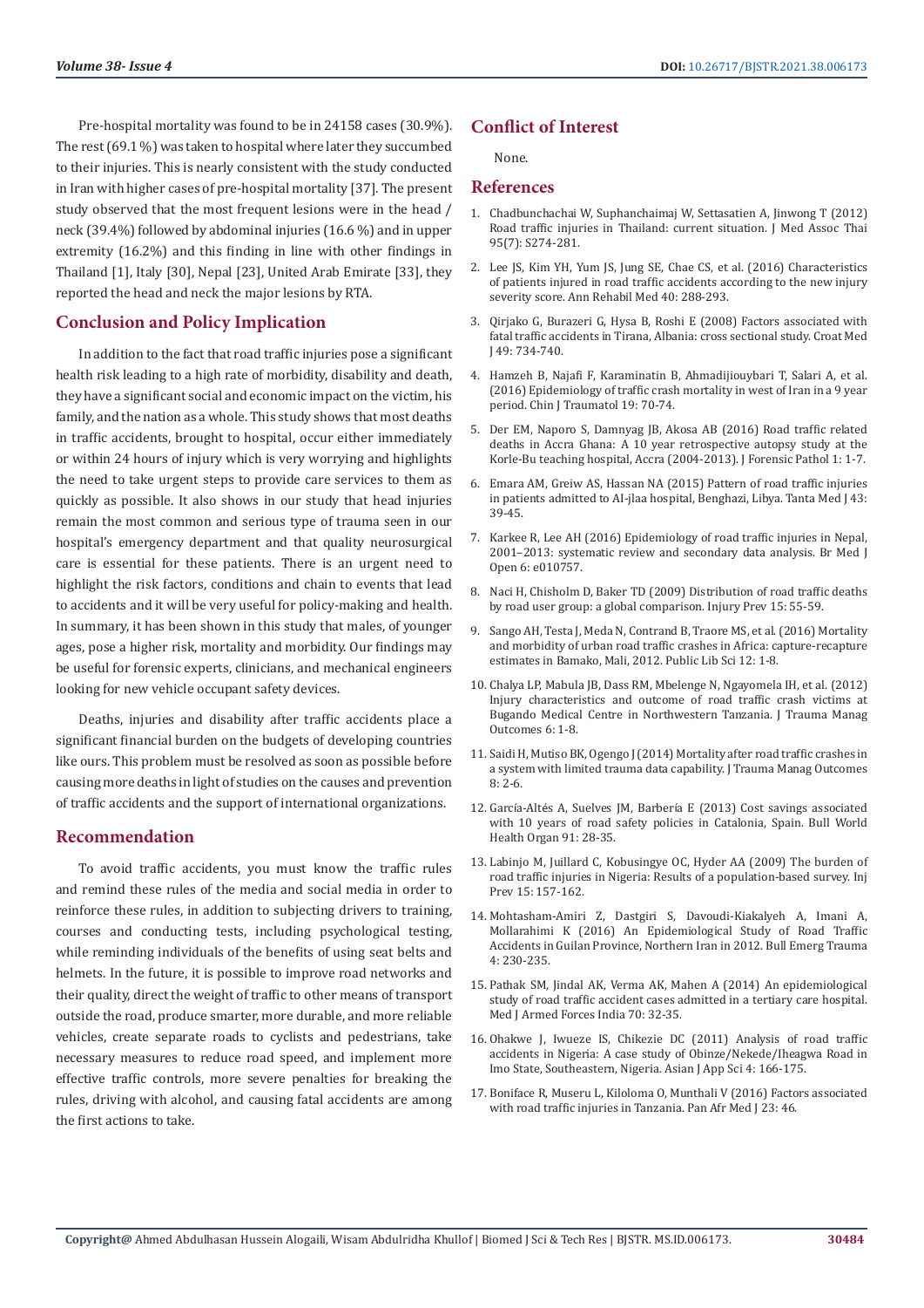Pre-hospital mortality was found to be in 24158 cases (30.9%). The rest (69.1 %) was taken to hospital where later they succumbed to their injuries. This is nearly consistent with the study conducted in Iran with higher cases of pre-hospital mortality [37]. The present study observed that the most frequent lesions were in the head / neck (39.4%) followed by abdominal injuries (16.6 %) and in upper extremity (16.2%) and this finding in line with other findings in Thailand [1], Italy [30], Nepal [23], United Arab Emirate [33], they reported the head and neck the major lesions by RTA.

## Conclusion and Policy Implication

In addition to the fact that road traffic injuries pose a significant health risk leading to a high rate of morbidity, disability and death, they have a significant social and economic impact on the victim, his family, and the nation as a whole. This study shows that most deaths in traffic accidents, brought to hospital, occur either immediately or within 24 hours of injury which is very worrying and highlights the need to take urgent steps to provide care services to them as quickly as possible. It also shows in our study that head injuries remain the most common and serious type of trauma seen in our hospital's emergency department and that quality neurosurgical care is essential for these patients. There is an urgent need to highlight the risk factors, conditions and chain to events that lead to accidents and it will be very useful for policy-making and health. In summary, it has been shown in this study that males, of younger ages, pose a higher risk, mortality and morbidity. Our findings may be useful for forensic experts, clinicians, and mechanical engineers looking for new vehicle occupant safety devices.

Deaths, injuries and disability after traffic accidents place a significant financial burden on the budgets of developing countries like ours. This problem must be resolved as soon as possible before causing more deaths in light of studies on the causes and prevention of traffic accidents and the support of international organizations.

## Recommendation

To avoid traffic accidents, you must know the traffic rules and remind these rules of the media and social media in order to reinforce these rules, in addition to subjecting drivers to training, courses and conducting tests, including psychological testing, while reminding individuals of the benefits of using seat belts and helmets. In the future, it is possible to improve road networks and their quality, direct the weight of traffic to other means of transport outside the road, produce smarter, more durable, and more reliable vehicles, create separate roads to cyclists and pedestrians, take necessary measures to reduce road speed, and implement more effective traffic controls, more severe penalties for breaking the rules, driving with alcohol, and causing fatal accidents are among the first actions to take.

## Conflict of Interest

None.

## References

1. Chadbunchachai W, Suphanchaimaj W, Settasatien A, Jinwong T (2012) Road traffic injuries in Thailand: current situation. J Med Assoc Thai 95(7): S274-281.
2. Lee JS, Kim YH, Yum JS, Jung SE, Chae CS, et al. (2016) Characteristics of patients injured in road traffic accidents according to the new injury severity score. Ann Rehabil Med 40: 288-293.
3. Qirjako G, Burazeri G, Hysa B, Roshi E (2008) Factors associated with fatal traffic accidents in Tirana, Albania: cross sectional study. Croat Med J 49: 734-740.
4. Hamzeh B, Najafi F, Karaminatin B, Ahmadijiouybari T, Salari A, et al. (2016) Epidemiology of traffic crash mortality in west of Iran in a 9 year period. Chin J Traumatol 19: 70-74.
5. Der EM, Naporo S, Damnyag JB, Akosa AB (2016) Road traffic related deaths in Accra Ghana: A 10 year retrospective autopsy study at the Korle-Bu teaching hospital, Accra (2004-2013). J Forensic Pathol 1: 1-7.
6. Emara AM, Greiw AS, Hassan NA (2015) Pattern of road traffic injuries in patients admitted to Al-jlaa hospital, Benghazi, Libya. Tanta Med J 43: 39-45.
7. Karkee R, Lee AH (2016) Epidemiology of road traffic injuries in Nepal, 2001–2013: systematic review and secondary data analysis. Br Med J Open 6: e010757.
8. Naci H, Chisholm D, Baker TD (2009) Distribution of road traffic deaths by road user group: a global comparison. Injury Prev 15: 55-59.
9. Sango AH, Testa J, Meda N, Contrand B, Traore MS, et al. (2016) Mortality and morbidity of urban road traffic crashes in Africa: capture-recapture estimates in Bamako, Mali, 2012. Public Lib Sci 12: 1-8.
10. Chalya LP, Mabula JB, Dass RM, Mbelenge N, Ngayomela IH, et al. (2012) Injury characteristics and outcome of road traffic crash victims at Bugando Medical Centre in Northwestern Tanzania. J Trauma Manag Outcomes 6: 1-8.
11. Saidi H, Mutiso BK, Ogengo J (2014) Mortality after road traffic crashes in a system with limited trauma data capability. J Trauma Manag Outcomes 8: 2-6.
12. García-Altés A, Suelves JM, Barbería E (2013) Cost savings associated with 10 years of road safety policies in Catalonia, Spain. Bull World Health Organ 91: 28-35.
13. Labinjo M, Juillard C, Kobusingye OC, Hyder AA (2009) The burden of road traffic injuries in Nigeria: Results of a population-based survey. Inj Prev 15: 157-162.
14. Mohtasham-Amiri Z, Dastgiri S, Davoudi-Kiakalyeh A, Imani A, Mollarahimi K (2016) An Epidemiological Study of Road Traffic Accidents in Guilan Province, Northern Iran in 2012. Bull Emerg Trauma 4: 230-235.
15. Pathak SM, Jindal AK, Verma AK, Mahen A (2014) An epidemiological study of road traffic accident cases admitted in a tertiary care hospital. Med J Armed Forces India 70: 32-35.
16. Ohakwe J, Iwueze IS, Chikezie DC (2011) Analysis of road traffic accidents in Nigeria: A case study of Obinze/Nekede/Iheagwa Road in Imo State, Southeastern, Nigeria. Asian J App Sci 4: 166-175.
17. Boniface R, Museru L, Kiloloma O, Munthali V (2016) Factors associated with road traffic injuries in Tanzania. Pan Afr Med J 23: 46.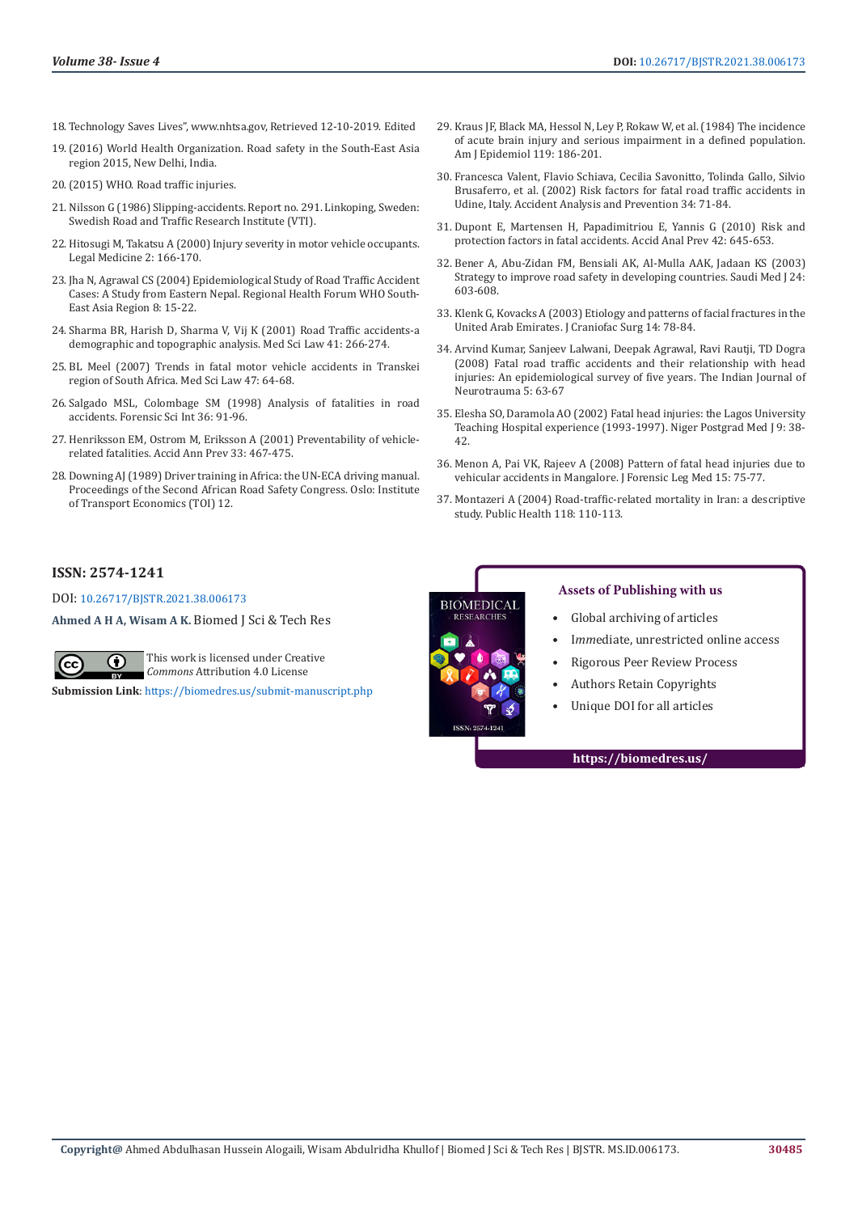18. Technology Saves Lives", www.nhtsa.gov, Retrieved 12-10-2019. Edited

19. (2016) World Health Organization. Road safety in the South-East Asia region 2015, New Delhi, India.

20. (2015) WHO. Road traffic injuries.

21. Nilsson G (1986) Slipping-accidents. Report no. 291. Linkoping, Sweden: Swedish Road and Traffic Research Institute (VTI).

22. Hitosugi M, Takatsu A (2000) Injury severity in motor vehicle occupants. Legal Medicine 2: 166-170.

23. Jha N, Agrawal CS (2004) Epidemiological Study of Road Traffic Accident Cases: A Study from Eastern Nepal. Regional Health Forum WHO South-East Asia Region 8: 15-22.

24. Sharma BR, Harish D, Sharma V, Vij K (2001) Road Traffic accidents-a demographic and topographic analysis. Med Sci Law 41: 266-274.

25. BL Meel (2007) Trends in fatal motor vehicle accidents in Transkei region of South Africa. Med Sci Law 47: 64-68.

26. Salgado MSL, Colombage SM (1998) Analysis of fatalities in road accidents. Forensic Sci Int 36: 91-96.

27. Henriksson EM, Ostrom M, Eriksson A (2001) Preventability of vehicle-related fatalities. Accid Ann Prev 33: 467-475.

28. Downing AJ (1989) Driver training in Africa: the UN-ECA driving manual. Proceedings of the Second African Road Safety Congress. Oslo: Institute of Transport Economics (TOI) 12.

29. Kraus JF, Black MA, Hessol N, Ley P, Rokaw W, et al. (1984) The incidence of acute brain injury and serious impairment in a defined population. Am J Epidemiol 119: 186-201.

30. Francesca Valent, Flavio Schiava, Cecilia Savonitto, Tolinda Gallo, Silvio Brusaferro, et al. (2002) Risk factors for fatal road traffic accidents in Udine, Italy. Accident Analysis and Prevention 34: 71-84.

31. Dupont E, Martensen H, Papadimitriou E, Yannis G (2010) Risk and protection factors in fatal accidents. Accid Anal Prev 42: 645-653.

32. Bener A, Abu-Zidan FM, Bensiali AK, Al-Mulla AAK, Jadaan KS (2003) Strategy to improve road safety in developing countries. Saudi Med J 24: 603-608.

33. Klenk G, Kovacks A (2003) Etiology and patterns of facial fractures in the United Arab Emirates. J Craniofac Surg 14: 78-84.

34. Arvind Kumar, Sanjeev Lalwani, Deepak Agrawal, Ravi Rautji, TD Dogra (2008) Fatal road traffic accidents and their relationship with head injuries: An epidemiological survey of five years. The Indian Journal of Neurotrauma 5: 63-67

35. Elesha SO, Daramola AO (2002) Fatal head injuries: the Lagos University Teaching Hospital experience (1993-1997). Niger Postgrad Med J 9: 38-42.

36. Menon A, Pai VK, Rajeev A (2008) Pattern of fatal head injuries due to vehicular accidents in Mangalore. J Forensic Leg Med 15: 75-77.

37. Montazeri A (2004) Road-traffic-related mortality in Iran: a descriptive study. Public Health 118: 110-113.

**ISSN: 2574-1241**

DOI: 10.26717/BJSTR.2021.38.006173

**Ahmed A H A, Wisam A K.** Biomed J Sci & Tech Res

This work is licensed under Creative *Commons* Attribution 4.0 License

**Submission Link**: https://biomedres.us/submit-manuscript.php

**Assets of Publishing with us**

- Global archiving of articles
- Immediate, unrestricted online access
- Rigorous Peer Review Process
- Authors Retain Copyrights
- Unique DOI for all articles

**https://biomedres.us/**